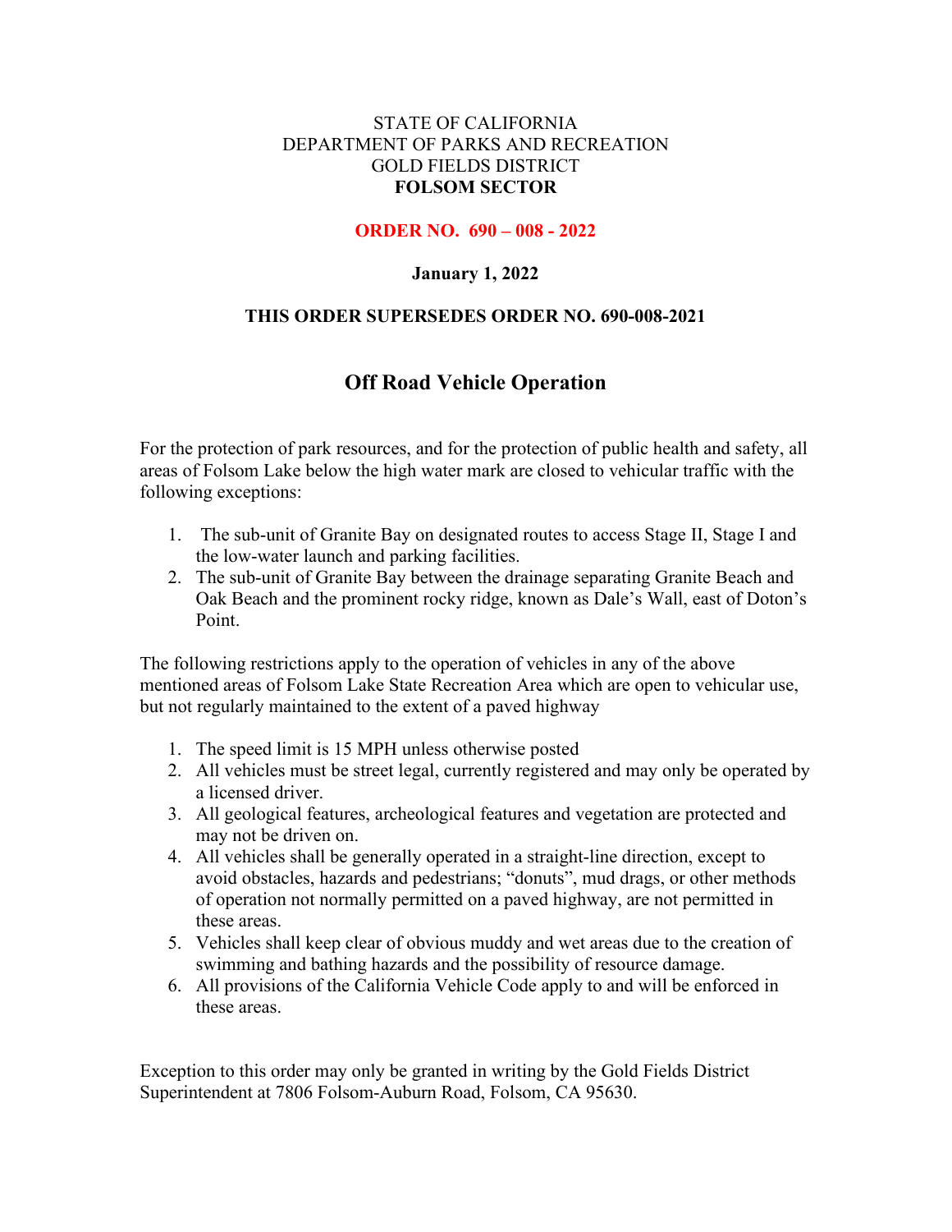STATE OF CALIFORNIA
DEPARTMENT OF PARKS AND RECREATION
GOLD FIELDS DISTRICT
**FOLSOM SECTOR**

**ORDER NO. 690 – 008 - 2022**

**January 1, 2022**

**THIS ORDER SUPERSEDES ORDER NO. 690-008-2021**

## Off Road Vehicle Operation

For the protection of park resources, and for the protection of public health and safety, all areas of Folsom Lake below the high water mark are closed to vehicular traffic with the following exceptions:

1. The sub-unit of Granite Bay on designated routes to access Stage II, Stage I and the low-water launch and parking facilities.
2. The sub-unit of Granite Bay between the drainage separating Granite Beach and Oak Beach and the prominent rocky ridge, known as Dale's Wall, east of Doton's Point.

The following restrictions apply to the operation of vehicles in any of the above mentioned areas of Folsom Lake State Recreation Area which are open to vehicular use, but not regularly maintained to the extent of a paved highway

1. The speed limit is 15 MPH unless otherwise posted
2. All vehicles must be street legal, currently registered and may only be operated by a licensed driver.
3. All geological features, archeological features and vegetation are protected and may not be driven on.
4. All vehicles shall be generally operated in a straight-line direction, except to avoid obstacles, hazards and pedestrians; "donuts", mud drags, or other methods of operation not normally permitted on a paved highway, are not permitted in these areas.
5. Vehicles shall keep clear of obvious muddy and wet areas due to the creation of swimming and bathing hazards and the possibility of resource damage.
6. All provisions of the California Vehicle Code apply to and will be enforced in these areas.

Exception to this order may only be granted in writing by the Gold Fields District Superintendent at 7806 Folsom-Auburn Road, Folsom, CA 95630.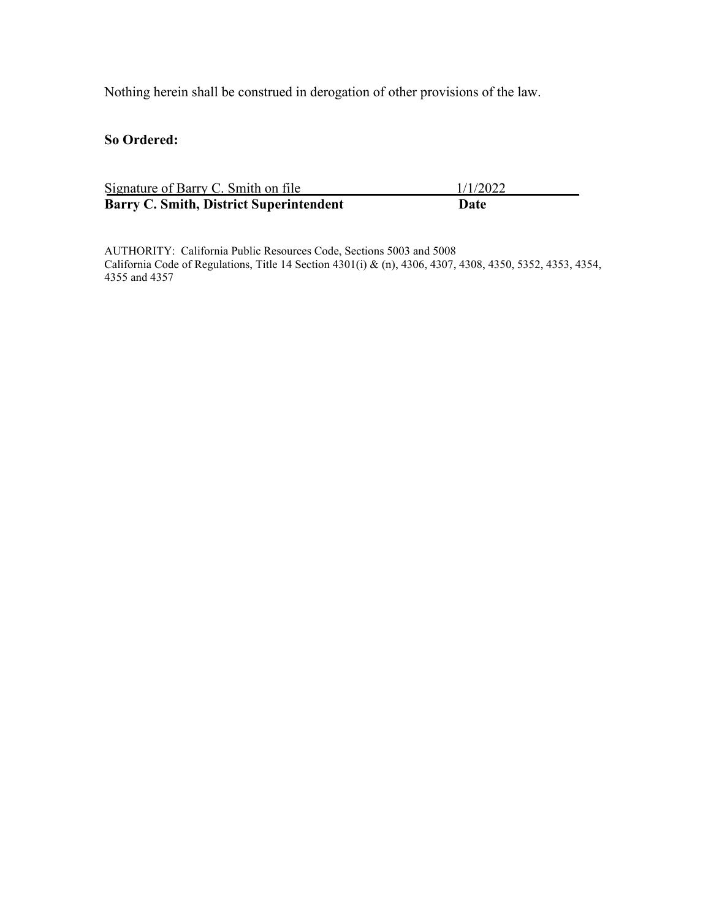Nothing herein shall be construed in derogation of other provisions of the law.

**So Ordered:**

Signature of Barry C. Smith on file 1/1/2022
**Barry C. Smith, District Superintendent** **Date**

AUTHORITY: California Public Resources Code, Sections 5003 and 5008
California Code of Regulations, Title 14 Section 4301(i) & (n), 4306, 4307, 4308, 4350, 5352, 4353, 4354, 4355 and 4357